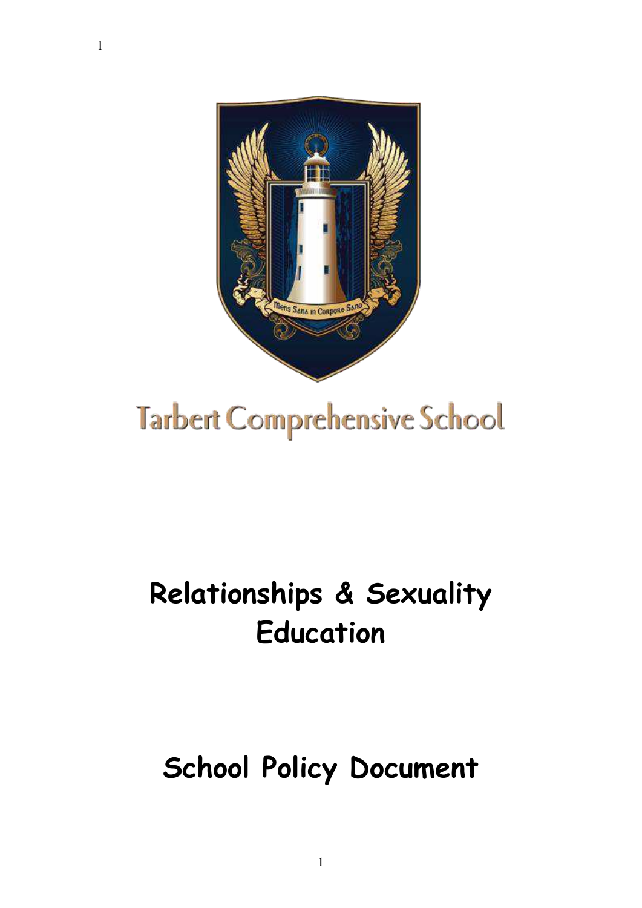Tarbert Comprehensive School

# Relationships & Sexuality Education

# School Policy Document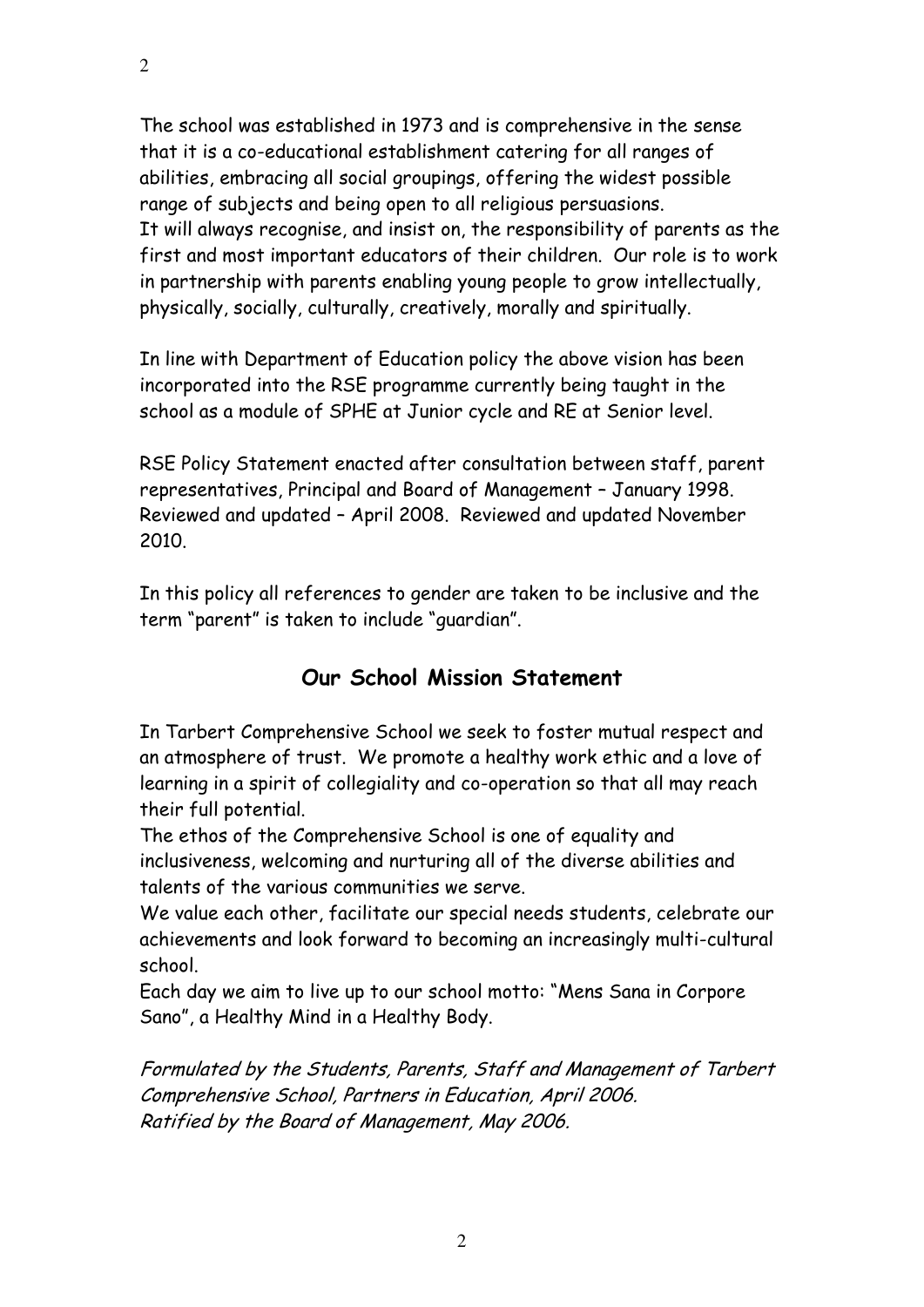The school was established in 1973 and is comprehensive in the sense that it is a co-educational establishment catering for all ranges of abilities, embracing all social groupings, offering the widest possible range of subjects and being open to all religious persuasions.
It will always recognise, and insist on, the responsibility of parents as the first and most important educators of their children. Our role is to work in partnership with parents enabling young people to grow intellectually, physically, socially, culturally, creatively, morally and spiritually.

In line with Department of Education policy the above vision has been incorporated into the RSE programme currently being taught in the school as a module of SPHE at Junior cycle and RE at Senior level.

RSE Policy Statement enacted after consultation between staff, parent representatives, Principal and Board of Management – January 1998. Reviewed and updated – April 2008. Reviewed and updated November 2010.

In this policy all references to gender are taken to be inclusive and the term "parent" is taken to include "guardian".

## Our School Mission Statement

In Tarbert Comprehensive School we seek to foster mutual respect and an atmosphere of trust. We promote a healthy work ethic and a love of learning in a spirit of collegiality and co-operation so that all may reach their full potential.
The ethos of the Comprehensive School is one of equality and inclusiveness, welcoming and nurturing all of the diverse abilities and talents of the various communities we serve.
We value each other, facilitate our special needs students, celebrate our achievements and look forward to becoming an increasingly multi-cultural school.
Each day we aim to live up to our school motto: "Mens Sana in Corpore Sano", a Healthy Mind in a Healthy Body.

*Formulated by the Students, Parents, Staff and Management of Tarbert Comprehensive School, Partners in Education, April 2006.*
*Ratified by the Board of Management, May 2006.*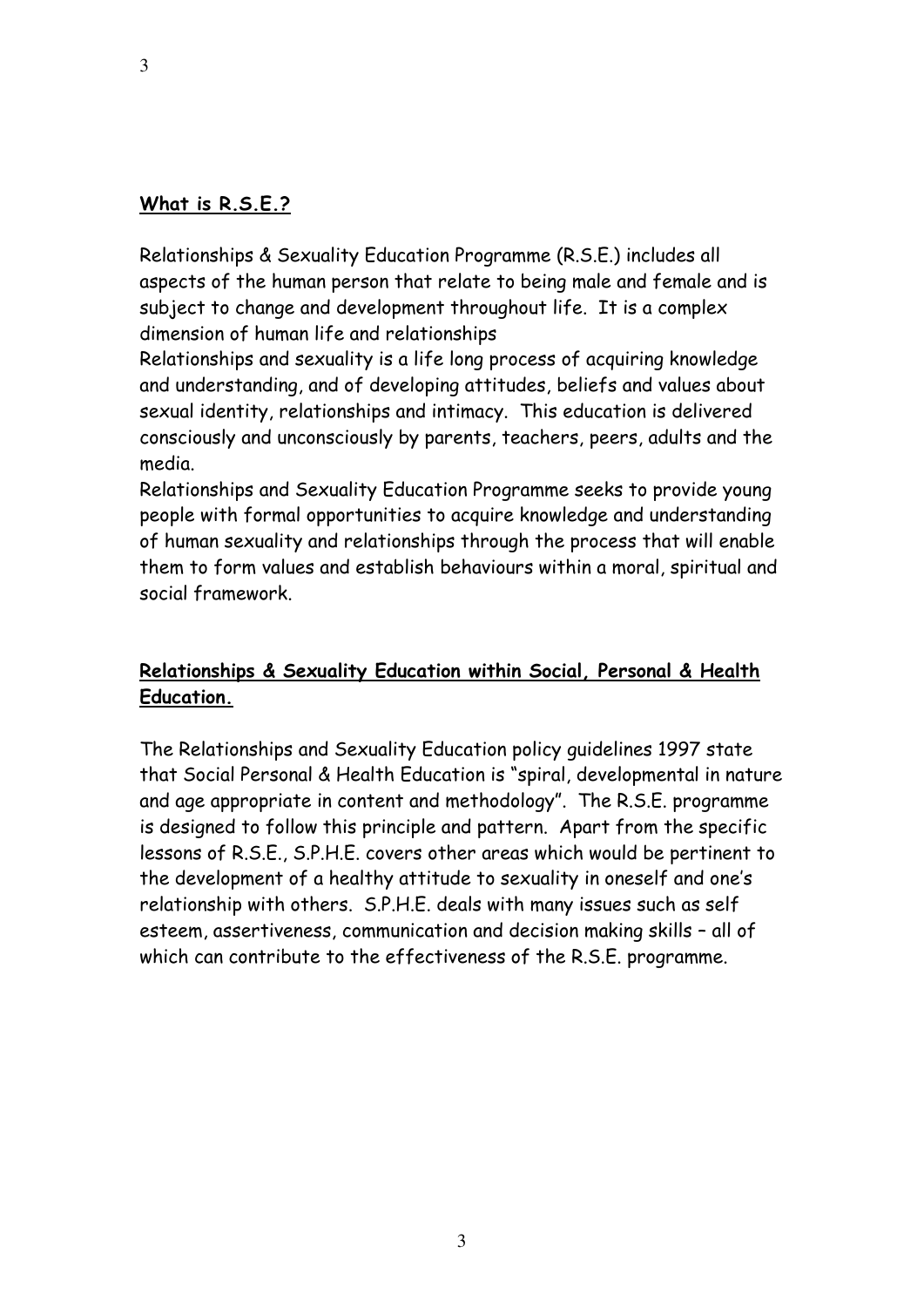## What is R.S.E.?

Relationships & Sexuality Education Programme (R.S.E.) includes all aspects of the human person that relate to being male and female and is subject to change and development throughout life. It is a complex dimension of human life and relationships

Relationships and sexuality is a life long process of acquiring knowledge and understanding, and of developing attitudes, beliefs and values about sexual identity, relationships and intimacy. This education is delivered consciously and unconsciously by parents, teachers, peers, adults and the media.

Relationships and Sexuality Education Programme seeks to provide young people with formal opportunities to acquire knowledge and understanding of human sexuality and relationships through the process that will enable them to form values and establish behaviours within a moral, spiritual and social framework.

## Relationships & Sexuality Education within Social, Personal & Health Education.

The Relationships and Sexuality Education policy guidelines 1997 state that Social Personal & Health Education is "spiral, developmental in nature and age appropriate in content and methodology". The R.S.E. programme is designed to follow this principle and pattern. Apart from the specific lessons of R.S.E., S.P.H.E. covers other areas which would be pertinent to the development of a healthy attitude to sexuality in oneself and one's relationship with others. S.P.H.E. deals with many issues such as self esteem, assertiveness, communication and decision making skills – all of which can contribute to the effectiveness of the R.S.E. programme.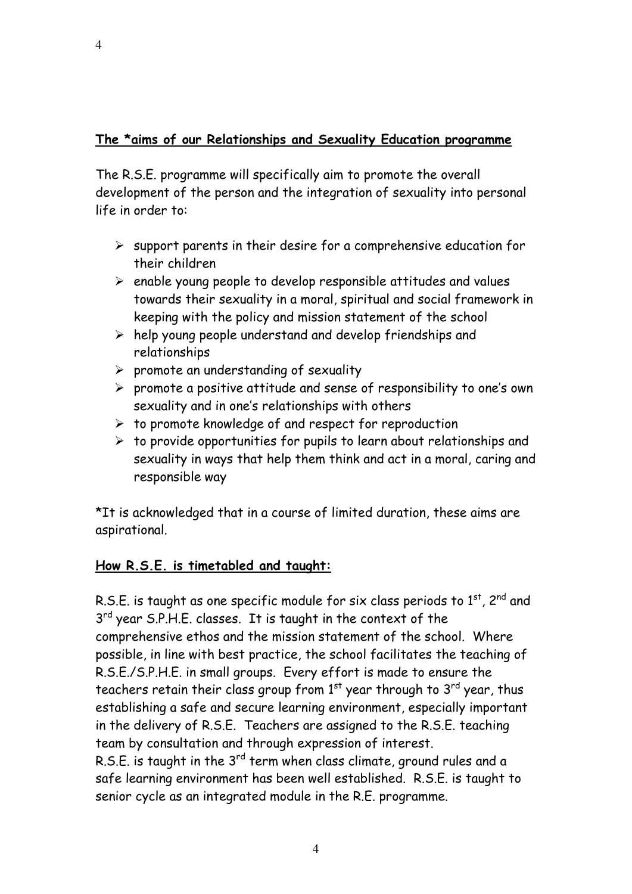## **The *aims of our Relationships and Sexuality Education programme**

The R.S.E. programme will specifically aim to promote the overall development of the person and the integration of sexuality into personal life in order to:

- support parents in their desire for a comprehensive education for their children
- enable young people to develop responsible attitudes and values towards their sexuality in a moral, spiritual and social framework in keeping with the policy and mission statement of the school
- help young people understand and develop friendships and relationships
- promote an understanding of sexuality
- promote a positive attitude and sense of responsibility to one's own sexuality and in one's relationships with others
- to promote knowledge of and respect for reproduction
- to provide opportunities for pupils to learn about relationships and sexuality in ways that help them think and act in a moral, caring and responsible way

*It is acknowledged that in a course of limited duration, these aims are aspirational.

## **How R.S.E. is timetabled and taught:**

R.S.E. is taught as one specific module for six class periods to 1st, 2nd and 3rd year S.P.H.E. classes. It is taught in the context of the comprehensive ethos and the mission statement of the school. Where possible, in line with best practice, the school facilitates the teaching of R.S.E./S.P.H.E. in small groups. Every effort is made to ensure the teachers retain their class group from 1st year through to 3rd year, thus establishing a safe and secure learning environment, especially important in the delivery of R.S.E. Teachers are assigned to the R.S.E. teaching team by consultation and through expression of interest.
R.S.E. is taught in the 3rd term when class climate, ground rules and a safe learning environment has been well established. R.S.E. is taught to senior cycle as an integrated module in the R.E. programme.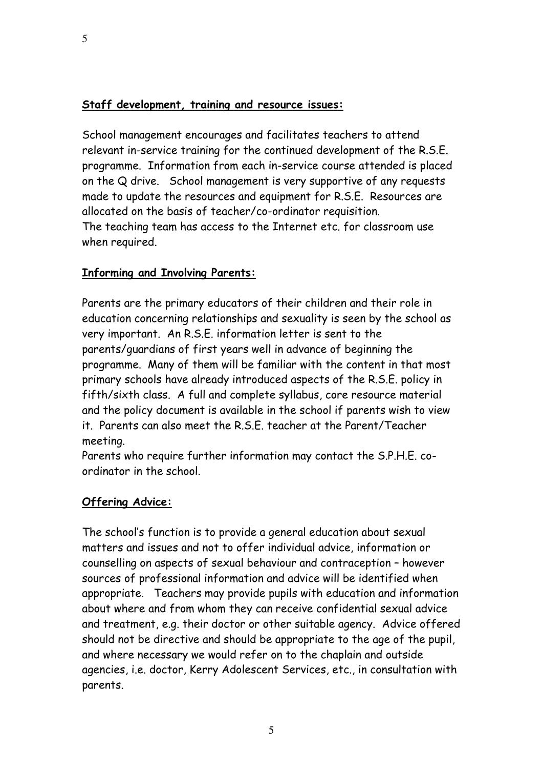## Staff development, training and resource issues:

School management encourages and facilitates teachers to attend relevant in-service training for the continued development of the R.S.E. programme. Information from each in-service course attended is placed on the Q drive. School management is very supportive of any requests made to update the resources and equipment for R.S.E. Resources are allocated on the basis of teacher/co-ordinator requisition.
The teaching team has access to the Internet etc. for classroom use when required.

## Informing and Involving Parents:

Parents are the primary educators of their children and their role in education concerning relationships and sexuality is seen by the school as very important. An R.S.E. information letter is sent to the parents/guardians of first years well in advance of beginning the programme. Many of them will be familiar with the content in that most primary schools have already introduced aspects of the R.S.E. policy in fifth/sixth class. A full and complete syllabus, core resource material and the policy document is available in the school if parents wish to view it. Parents can also meet the R.S.E. teacher at the Parent/Teacher meeting.
Parents who require further information may contact the S.P.H.E. co-ordinator in the school.

## Offering Advice:

The school's function is to provide a general education about sexual matters and issues and not to offer individual advice, information or counselling on aspects of sexual behaviour and contraception – however sources of professional information and advice will be identified when appropriate. Teachers may provide pupils with education and information about where and from whom they can receive confidential sexual advice and treatment, e.g. their doctor or other suitable agency. Advice offered should not be directive and should be appropriate to the age of the pupil, and where necessary we would refer on to the chaplain and outside agencies, i.e. doctor, Kerry Adolescent Services, etc., in consultation with parents.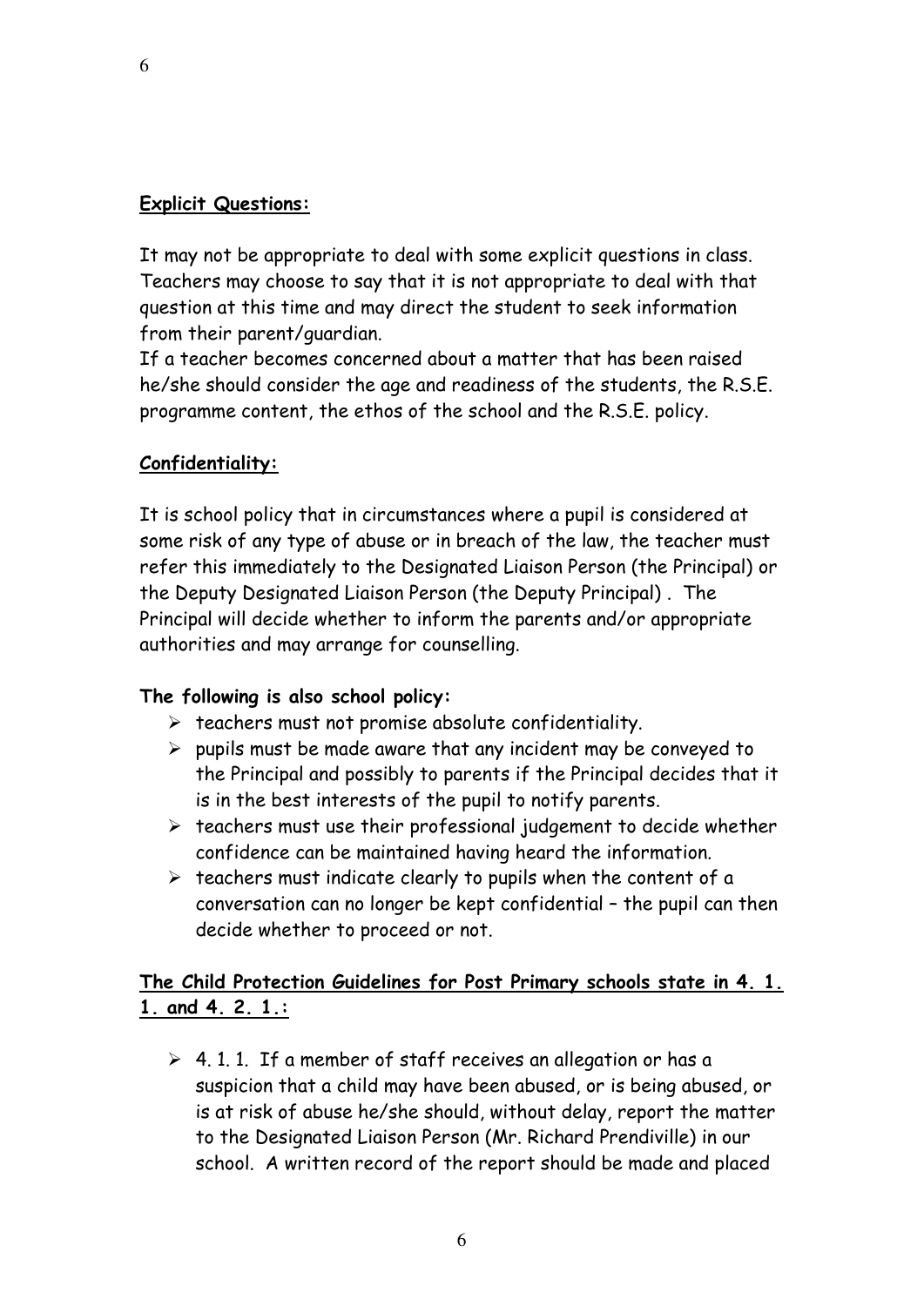**<u>Explicit Questions:</u>**

It may not be appropriate to deal with some explicit questions in class. Teachers may choose to say that it is not appropriate to deal with that question at this time and may direct the student to seek information from their parent/guardian.

If a teacher becomes concerned about a matter that has been raised he/she should consider the age and readiness of the students, the R.S.E. programme content, the ethos of the school and the R.S.E. policy.

**<u>Confidentiality:</u>**

It is school policy that in circumstances where a pupil is considered at some risk of any type of abuse or in breach of the law, the teacher must refer this immediately to the Designated Liaison Person (the Principal) or the Deputy Designated Liaison Person (the Deputy Principal) . The Principal will decide whether to inform the parents and/or appropriate authorities and may arrange for counselling.

**The following is also school policy:**

- teachers must not promise absolute confidentiality.
- pupils must be made aware that any incident may be conveyed to the Principal and possibly to parents if the Principal decides that it is in the best interests of the pupil to notify parents.
- teachers must use their professional judgement to decide whether confidence can be maintained having heard the information.
- teachers must indicate clearly to pupils when the content of a conversation can no longer be kept confidential – the pupil can then decide whether to proceed or not.

**<u>The Child Protection Guidelines for Post Primary schools state in 4. 1. 1. and 4. 2. 1.:</u>**

- 4. 1. 1. If a member of staff receives an allegation or has a suspicion that a child may have been abused, or is being abused, or is at risk of abuse he/she should, without delay, report the matter to the Designated Liaison Person (Mr. Richard Prendiville) in our school. A written record of the report should be made and placed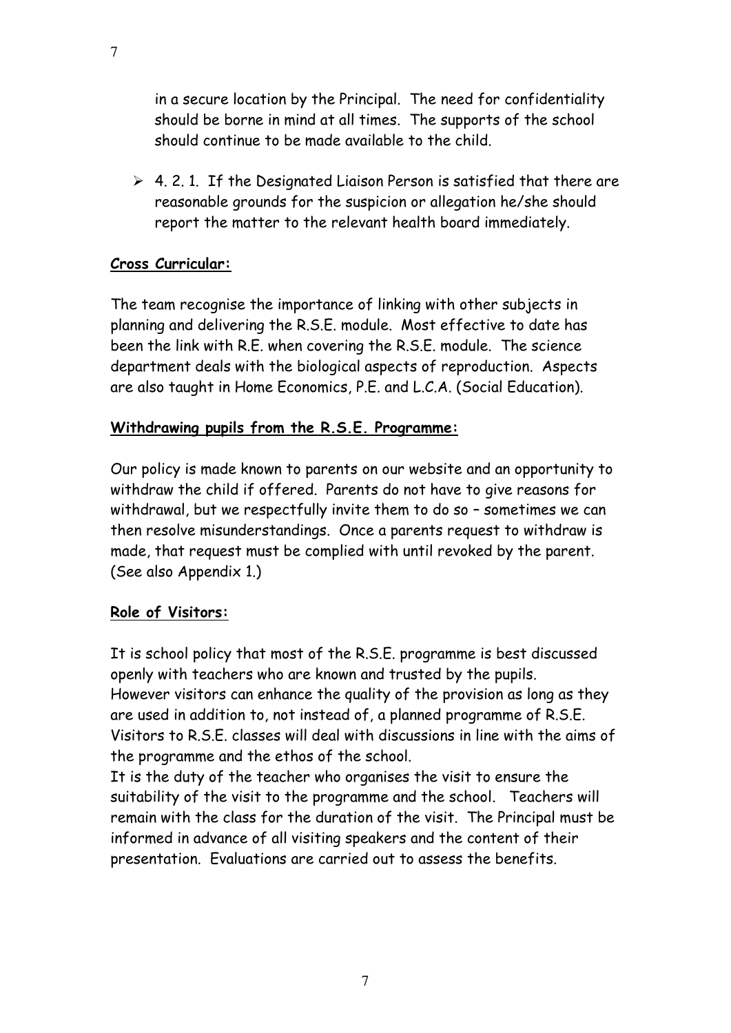in a secure location by the Principal. The need for confidentiality should be borne in mind at all times. The supports of the school should continue to be made available to the child.

- 4. 2. 1. If the Designated Liaison Person is satisfied that there are reasonable grounds for the suspicion or allegation he/she should report the matter to the relevant health board immediately.

**Cross Curricular:**

The team recognise the importance of linking with other subjects in planning and delivering the R.S.E. module. Most effective to date has been the link with R.E. when covering the R.S.E. module. The science department deals with the biological aspects of reproduction. Aspects are also taught in Home Economics, P.E. and L.C.A. (Social Education).

**Withdrawing pupils from the R.S.E. Programme:**

Our policy is made known to parents on our website and an opportunity to withdraw the child if offered. Parents do not have to give reasons for withdrawal, but we respectfully invite them to do so – sometimes we can then resolve misunderstandings. Once a parents request to withdraw is made, that request must be complied with until revoked by the parent. (See also Appendix 1.)

**Role of Visitors:**

It is school policy that most of the R.S.E. programme is best discussed openly with teachers who are known and trusted by the pupils.
However visitors can enhance the quality of the provision as long as they are used in addition to, not instead of, a planned programme of R.S.E. Visitors to R.S.E. classes will deal with discussions in line with the aims of the programme and the ethos of the school.
It is the duty of the teacher who organises the visit to ensure the suitability of the visit to the programme and the school. Teachers will remain with the class for the duration of the visit. The Principal must be informed in advance of all visiting speakers and the content of their presentation. Evaluations are carried out to assess the benefits.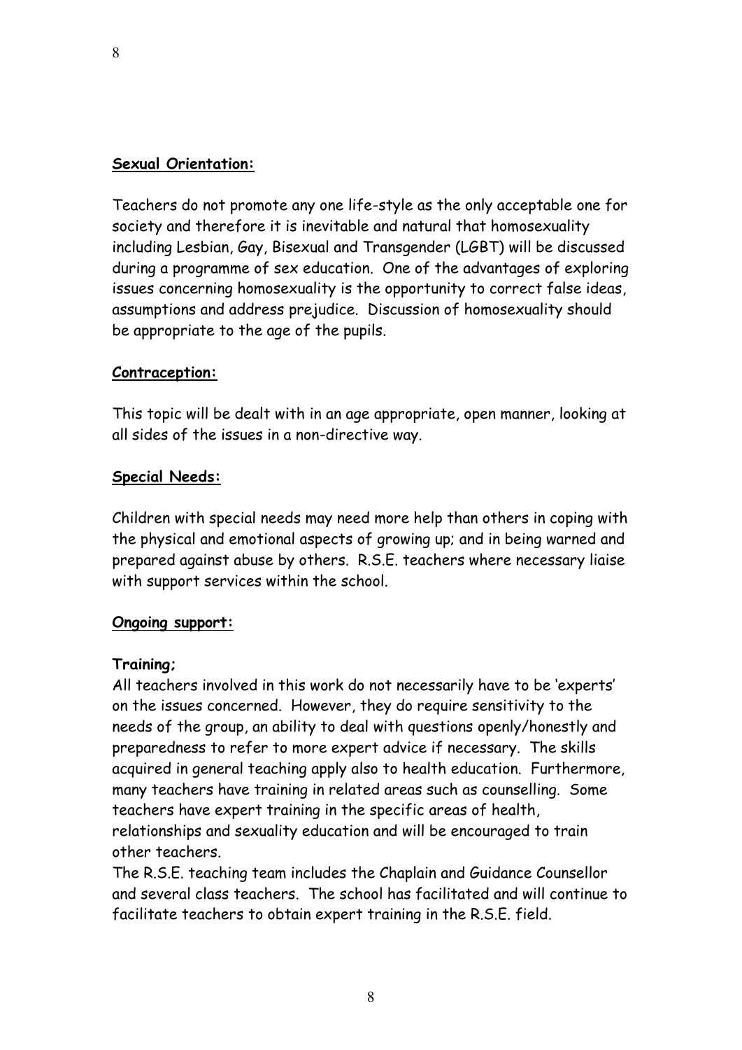**Sexual Orientation:**

Teachers do not promote any one life-style as the only acceptable one for society and therefore it is inevitable and natural that homosexuality including Lesbian, Gay, Bisexual and Transgender (LGBT) will be discussed during a programme of sex education. One of the advantages of exploring issues concerning homosexuality is the opportunity to correct false ideas, assumptions and address prejudice. Discussion of homosexuality should be appropriate to the age of the pupils.

**Contraception:**

This topic will be dealt with in an age appropriate, open manner, looking at all sides of the issues in a non-directive way.

**Special Needs:**

Children with special needs may need more help than others in coping with the physical and emotional aspects of growing up; and in being warned and prepared against abuse by others. R.S.E. teachers where necessary liaise with support services within the school.

**Ongoing support:**

**Training;**

All teachers involved in this work do not necessarily have to be 'experts' on the issues concerned. However, they do require sensitivity to the needs of the group, an ability to deal with questions openly/honestly and preparedness to refer to more expert advice if necessary. The skills acquired in general teaching apply also to health education. Furthermore, many teachers have training in related areas such as counselling. Some teachers have expert training in the specific areas of health, relationships and sexuality education and will be encouraged to train other teachers.

The R.S.E. teaching team includes the Chaplain and Guidance Counsellor and several class teachers. The school has facilitated and will continue to facilitate teachers to obtain expert training in the R.S.E. field.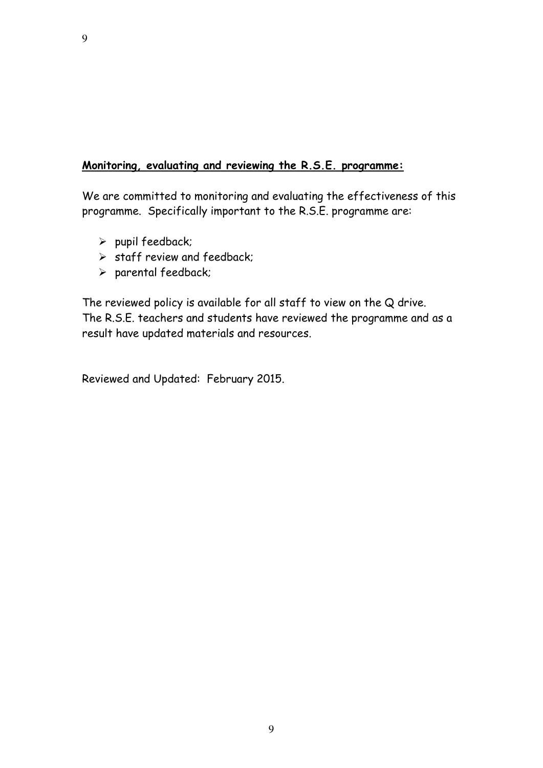**Monitoring, evaluating and reviewing the R.S.E. programme:**

We are committed to monitoring and evaluating the effectiveness of this programme. Specifically important to the R.S.E. programme are:

- pupil feedback;
- staff review and feedback;
- parental feedback;

The reviewed policy is available for all staff to view on the Q drive.
The R.S.E. teachers and students have reviewed the programme and as a result have updated materials and resources.

Reviewed and Updated: February 2015.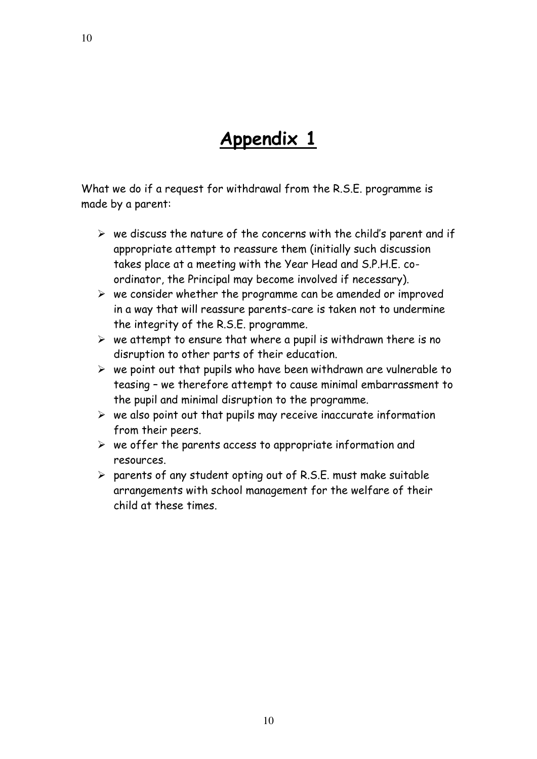# Appendix 1

What we do if a request for withdrawal from the R.S.E. programme is made by a parent:

- we discuss the nature of the concerns with the child's parent and if appropriate attempt to reassure them (initially such discussion takes place at a meeting with the Year Head and S.P.H.E. co-ordinator, the Principal may become involved if necessary).
- we consider whether the programme can be amended or improved in a way that will reassure parents-care is taken not to undermine the integrity of the R.S.E. programme.
- we attempt to ensure that where a pupil is withdrawn there is no disruption to other parts of their education.
- we point out that pupils who have been withdrawn are vulnerable to teasing – we therefore attempt to cause minimal embarrassment to the pupil and minimal disruption to the programme.
- we also point out that pupils may receive inaccurate information from their peers.
- we offer the parents access to appropriate information and resources.
- parents of any student opting out of R.S.E. must make suitable arrangements with school management for the welfare of their child at these times.